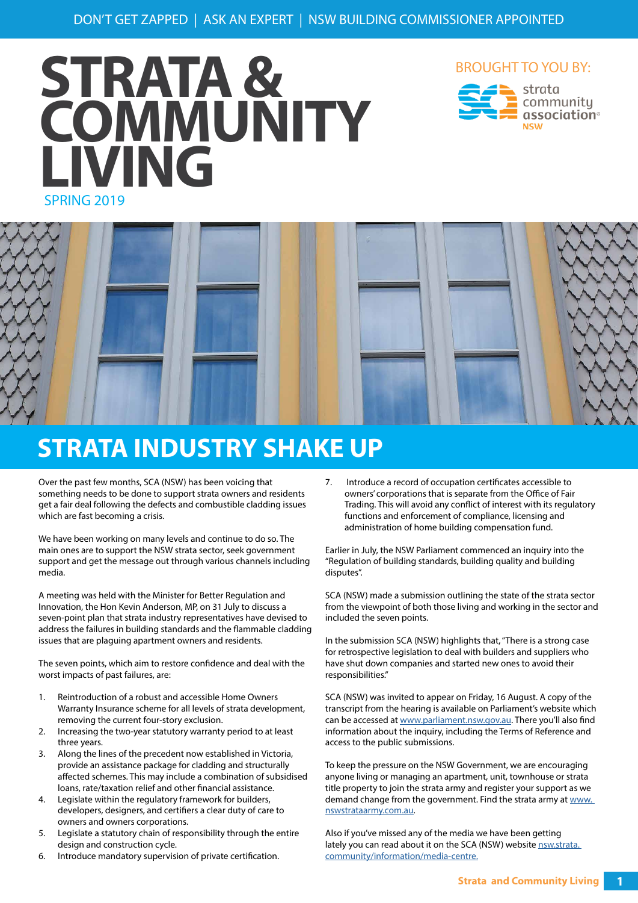DON'T GET ZAPPED | ASK AN EXPERT | NSW BUILDING COMMISSIONER APPOINTED

# STRATA & COMMUNITY LIVING

SPRING 2019

BROUGHT TO YOU BY: strata community association NSW

## STRATA INDUSTRY SHAKE UP

Over the past few months, SCA (NSW) has been voicing that something needs to be done to support strata owners and residents get a fair deal following the defects and combustible cladding issues which are fast becoming a crisis.

We have been working on many levels and continue to do so. The main ones are to support the NSW strata sector, seek government support and get the message out through various channels including media.

A meeting was held with the Minister for Better Regulation and Innovation, the Hon Kevin Anderson, MP, on 31 July to discuss a seven-point plan that strata industry representatives have devised to address the failures in building standards and the flammable cladding issues that are plaguing apartment owners and residents.

The seven points, which aim to restore confidence and deal with the worst impacts of past failures, are:

1. Reintroduction of a robust and accessible Home Owners Warranty Insurance scheme for all levels of strata development, removing the current four-story exclusion.
2. Increasing the two-year statutory warranty period to at least three years.
3. Along the lines of the precedent now established in Victoria, provide an assistance package for cladding and structurally affected schemes. This may include a combination of subsidised loans, rate/taxation relief and other financial assistance.
4. Legislate within the regulatory framework for builders, developers, designers, and certifiers a clear duty of care to owners and owners corporations.
5. Legislate a statutory chain of responsibility through the entire design and construction cycle.
6. Introduce mandatory supervision of private certification.
7. Introduce a record of occupation certificates accessible to owners' corporations that is separate from the Office of Fair Trading. This will avoid any conflict of interest with its regulatory functions and enforcement of compliance, licensing and administration of home building compensation fund.

Earlier in July, the NSW Parliament commenced an inquiry into the "Regulation of building standards, building quality and building disputes".

SCA (NSW) made a submission outlining the state of the strata sector from the viewpoint of both those living and working in the sector and included the seven points.

In the submission SCA (NSW) highlights that, "There is a strong case for retrospective legislation to deal with builders and suppliers who have shut down companies and started new ones to avoid their responsibilities."

SCA (NSW) was invited to appear on Friday, 16 August. A copy of the transcript from the hearing is available on Parliament's website which can be accessed at www.parliament.nsw.gov.au. There you'll also find information about the inquiry, including the Terms of Reference and access to the public submissions.

To keep the pressure on the NSW Government, we are encouraging anyone living or managing an apartment, unit, townhouse or strata title property to join the strata army and register your support as we demand change from the government. Find the strata army at www.nswstrataarmy.com.au.

Also if you've missed any of the media we have been getting lately you can read about it on the SCA (NSW) website nsw.strata.community/information/media-centre.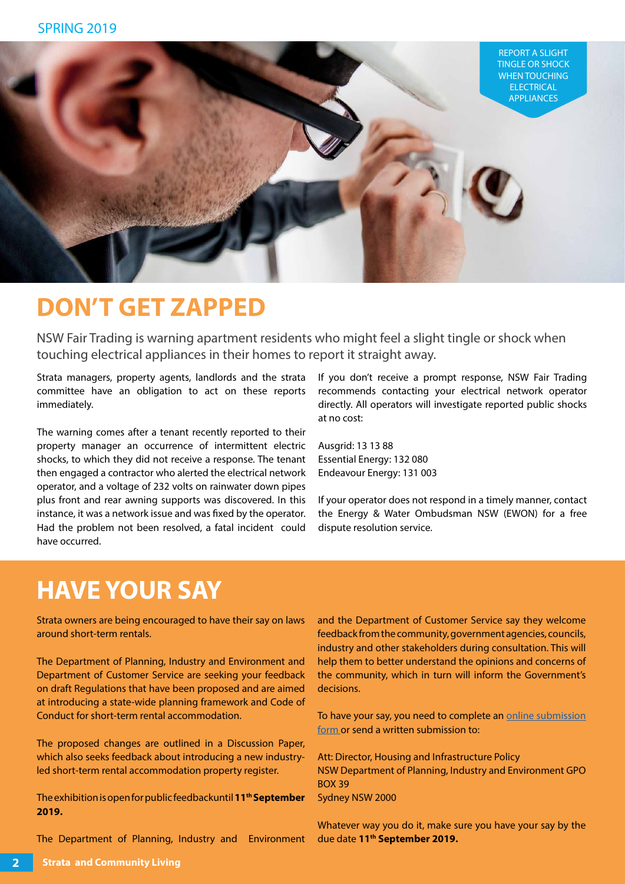REPORT A SLIGHT TINGLE OR SHOCK WHEN TOUCHING ELECTRICAL APPLIANCES

# DON'T GET ZAPPED

NSW Fair Trading is warning apartment residents who might feel a slight tingle or shock when touching electrical appliances in their homes to report it straight away.

Strata managers, property agents, landlords and the strata committee have an obligation to act on these reports immediately.

The warning comes after a tenant recently reported to their property manager an occurrence of intermittent electric shocks, to which they did not receive a response. The tenant then engaged a contractor who alerted the electrical network operator, and a voltage of 232 volts on rainwater down pipes plus front and rear awning supports was discovered. In this instance, it was a network issue and was fixed by the operator. Had the problem not been resolved, a fatal incident could have occurred.

If you don't receive a prompt response, NSW Fair Trading recommends contacting your electrical network operator directly. All operators will investigate reported public shocks at no cost:

Ausgrid: 13 13 88
Essential Energy: 132 080
Endeavour Energy: 131 003

If your operator does not respond in a timely manner, contact the Energy & Water Ombudsman NSW (EWON) for a free dispute resolution service.

# HAVE YOUR SAY

Strata owners are being encouraged to have their say on laws around short-term rentals.

The Department of Planning, Industry and Environment and Department of Customer Service are seeking your feedback on draft Regulations that have been proposed and are aimed at introducing a state-wide planning framework and Code of Conduct for short-term rental accommodation.

The proposed changes are outlined in a Discussion Paper, which also seeks feedback about introducing a new industry-led short-term rental accommodation property register.

The exhibition is open for public feedback until **11th September 2019.**

The Department of Planning, Industry and Environment and the Department of Customer Service say they welcome feedback from the community, government agencies, councils, industry and other stakeholders during consultation. This will help them to better understand the opinions and concerns of the community, which in turn will inform the Government's decisions.

To have your say, you need to complete an online submission form or send a written submission to:

Att: Director, Housing and Infrastructure Policy
NSW Department of Planning, Industry and Environment GPO BOX 39
Sydney NSW 2000

Whatever way you do it, make sure you have your say by the due date **11th September 2019.**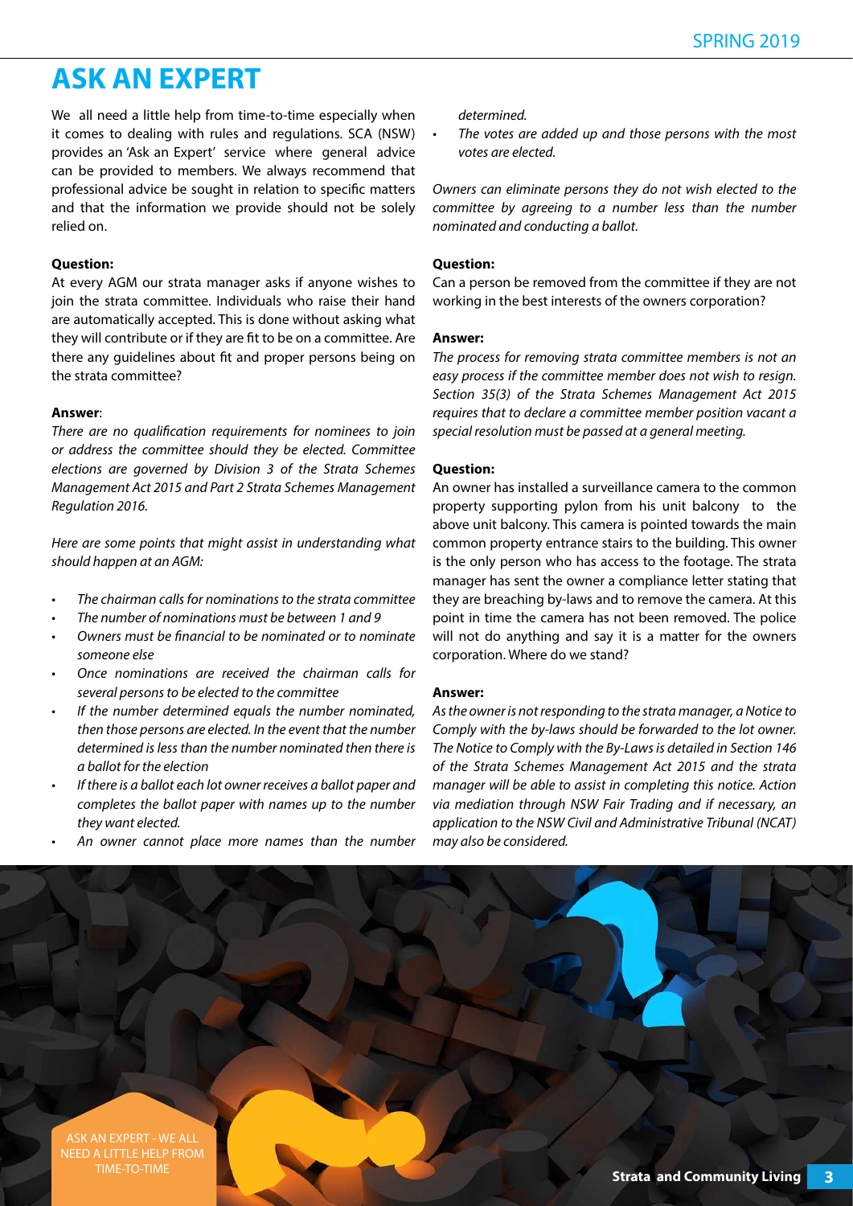# ASK AN EXPERT

We all need a little help from time-to-time especially when it comes to dealing with rules and regulations. SCA (NSW) provides an 'Ask an Expert' service where general advice can be provided to members. We always recommend that professional advice be sought in relation to specific matters and that the information we provide should not be solely relied on.

**Question:**

At every AGM our strata manager asks if anyone wishes to join the strata committee. Individuals who raise their hand are automatically accepted. This is done without asking what they will contribute or if they are fit to be on a committee. Are there any guidelines about fit and proper persons being on the strata committee?

**Answer**:

*There are no qualification requirements for nominees to join or address the committee should they be elected. Committee elections are governed by Division 3 of the Strata Schemes Management Act 2015 and Part 2 Strata Schemes Management Regulation 2016.*

*Here are some points that might assist in understanding what should happen at an AGM:*

- *The chairman calls for nominations to the strata committee*
- *The number of nominations must be between 1 and 9*
- *Owners must be financial to be nominated or to nominate someone else*
- *Once nominations are received the chairman calls for several persons to be elected to the committee*
- *If the number determined equals the number nominated, then those persons are elected. In the event that the number determined is less than the number nominated then there is a ballot for the election*
- *If there is a ballot each lot owner receives a ballot paper and completes the ballot paper with names up to the number they want elected.*
- *An owner cannot place more names than the number determined.*
- *The votes are added up and those persons with the most votes are elected.*

*Owners can eliminate persons they do not wish elected to the committee by agreeing to a number less than the number nominated and conducting a ballot.*

**Question:**

Can a person be removed from the committee if they are not working in the best interests of the owners corporation?

**Answer:**

*The process for removing strata committee members is not an easy process if the committee member does not wish to resign. Section 35(3) of the Strata Schemes Management Act 2015 requires that to declare a committee member position vacant a special resolution must be passed at a general meeting.*

**Question:**

An owner has installed a surveillance camera to the common property supporting pylon from his unit balcony to the above unit balcony. This camera is pointed towards the main common property entrance stairs to the building. This owner is the only person who has access to the footage. The strata manager has sent the owner a compliance letter stating that they are breaching by-laws and to remove the camera. At this point in time the camera has not been removed. The police will not do anything and say it is a matter for the owners corporation. Where do we stand?

**Answer:**

*As the owner is not responding to the strata manager, a Notice to Comply with the by-laws should be forwarded to the lot owner. The Notice to Comply with the By-Laws is detailed in Section 146 of the Strata Schemes Management Act 2015 and the strata manager will be able to assist in completing this notice. Action via mediation through NSW Fair Trading and if necessary, an application to the NSW Civil and Administrative Tribunal (NCAT) may also be considered.*

ASK AN EXPERT - WE ALL NEED A LITTLE HELP FROM TIME-TO-TIME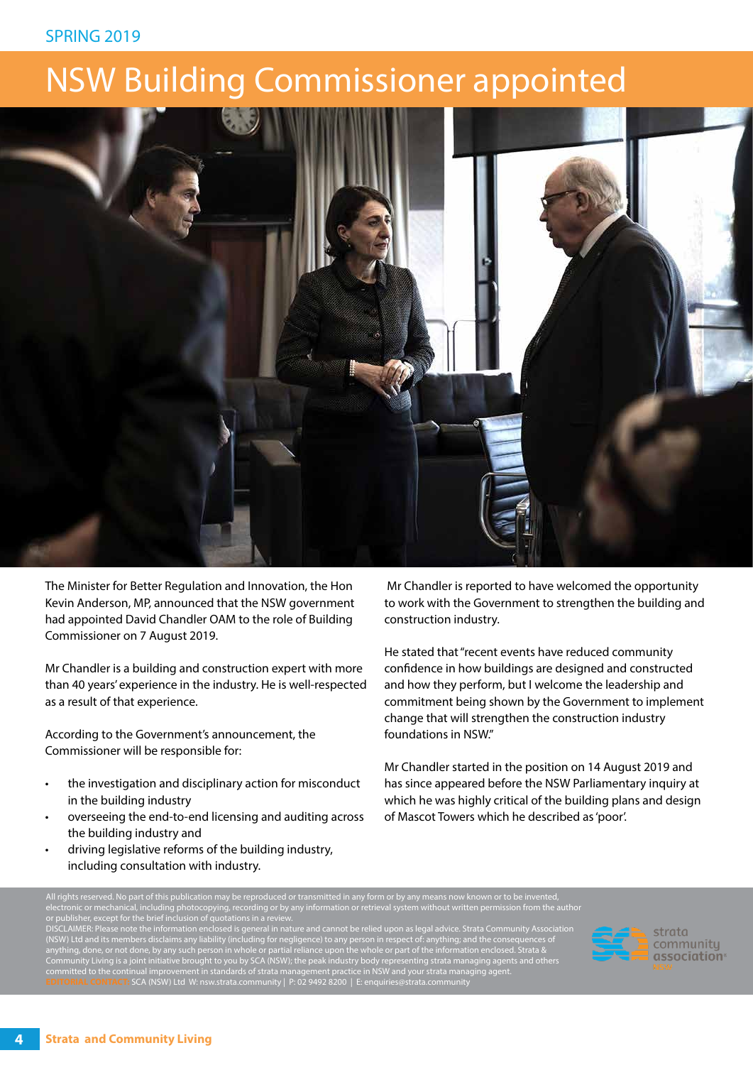# NSW Building Commissioner appointed

The Minister for Better Regulation and Innovation, the Hon Kevin Anderson, MP, announced that the NSW government had appointed David Chandler OAM to the role of Building Commissioner on 7 August 2019.

Mr Chandler is a building and construction expert with more than 40 years' experience in the industry. He is well-respected as a result of that experience.

According to the Government's announcement, the Commissioner will be responsible for:

- the investigation and disciplinary action for misconduct in the building industry
- overseeing the end-to-end licensing and auditing across the building industry and
- driving legislative reforms of the building industry, including consultation with industry.

Mr Chandler is reported to have welcomed the opportunity to work with the Government to strengthen the building and construction industry.

He stated that "recent events have reduced community confidence in how buildings are designed and constructed and how they perform, but I welcome the leadership and commitment being shown by the Government to implement change that will strengthen the construction industry foundations in NSW."

Mr Chandler started in the position on 14 August 2019 and has since appeared before the NSW Parliamentary inquiry at which he was highly critical of the building plans and design of Mascot Towers which he described as 'poor'.

All rights reserved. No part of this publication may be reproduced or transmitted in any form or by any means now known or to be invented, electronic or mechanical, including photocopying, recording or by any information or retrieval system without written permission from the author or publisher, except for the brief inclusion of quotations in a review.

DISCLAIMER: Please note the information enclosed is general in nature and cannot be relied upon as legal advice. Strata Community Association (NSW) Ltd and its members disclaims any liability (including for negligence) to any person in respect of: anything; and the consequences of anything, done, or not done, by any such person in whole or partial reliance upon the whole or part of the information enclosed. Strata & Community Living is a joint initiative brought to you by SCA (NSW); the peak industry body representing strata managing agents and others committed to the continual improvement in standards of strata management practice in NSW and your strata managing agent.

EDITORIAL CONTACT: SCA (NSW) Ltd W: nsw.strata.community | P: 02 9492 8200 | E: enquiries@strata.community